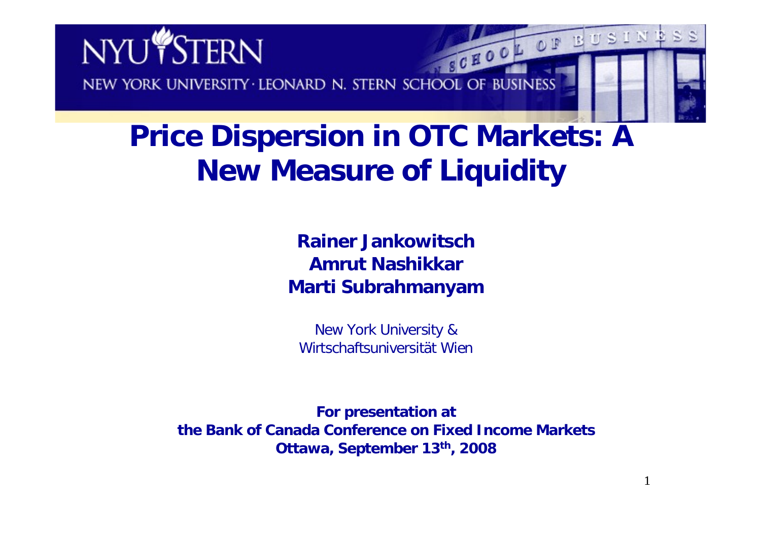# Price Dispersion in OTC Markets: A New Measure of Liquidity

**Rainer Jankowitsch**
**Amrut Nashikkar**
**Marti Subrahmanyam**

New York University &
Wirtschaftsuniversität Wien

**For presentation at**
**the Bank of Canada Conference on Fixed Income Markets**
**Ottawa, September 13th, 2008**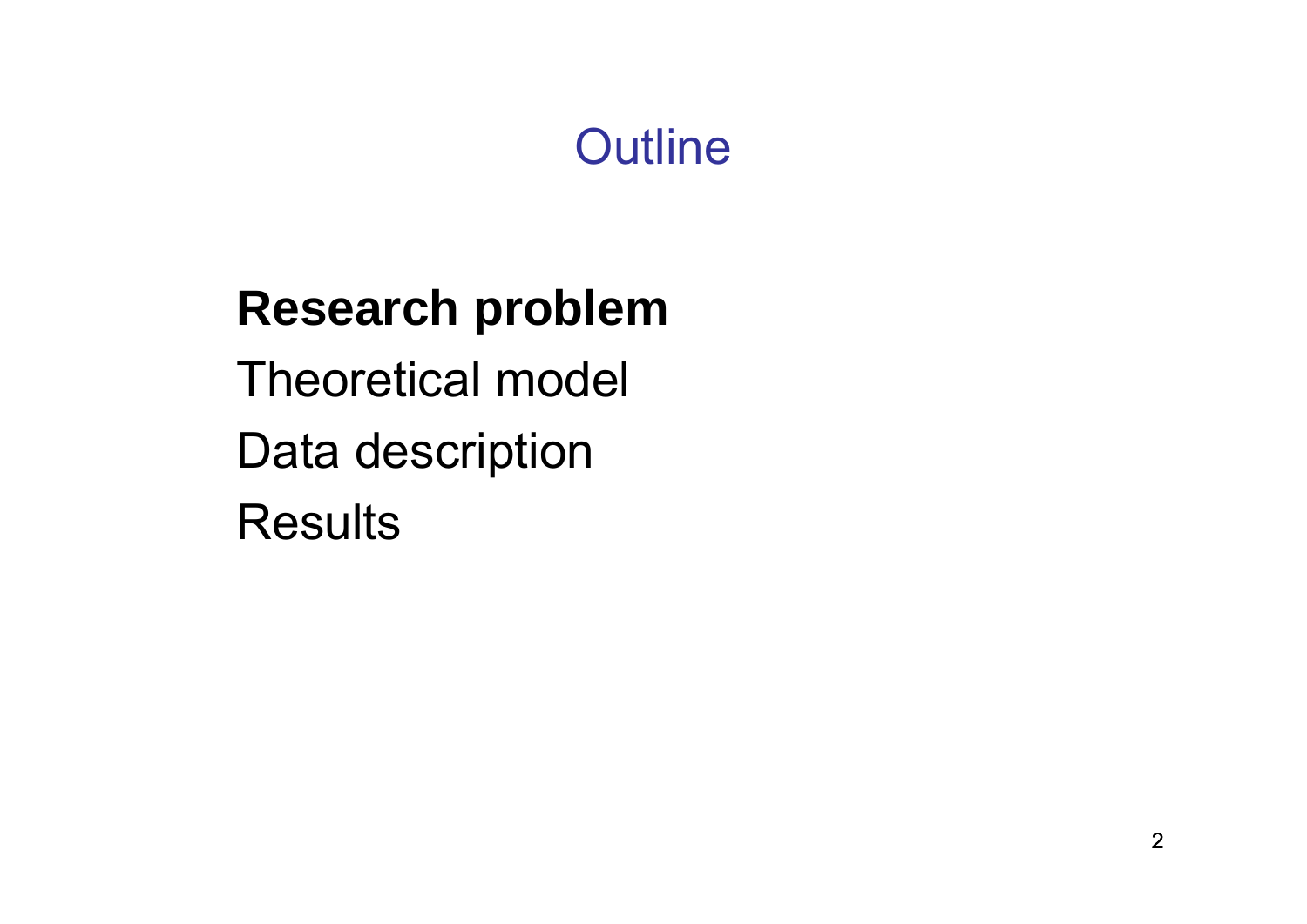# Outline

**Research problem**

Theoretical model

Data description

Results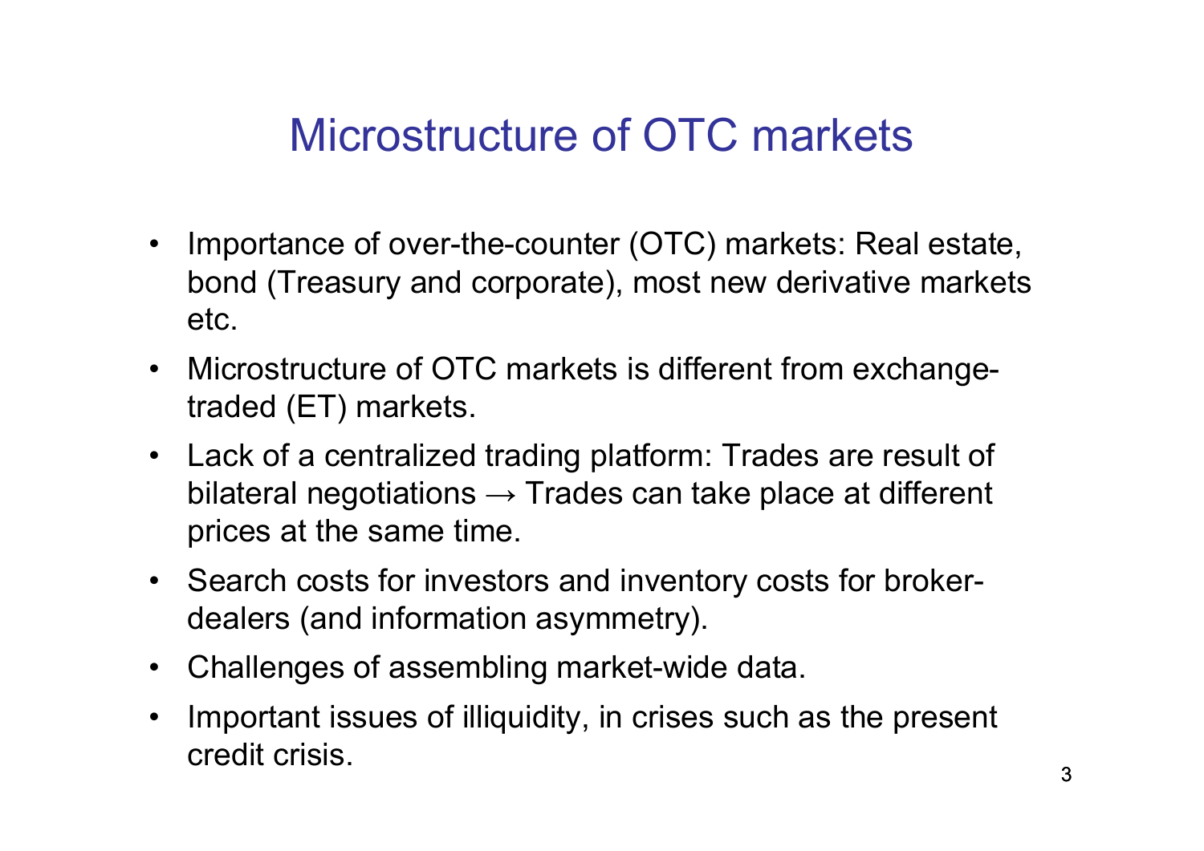# Microstructure of OTC markets

- Importance of over-the-counter (OTC) markets: Real estate, bond (Treasury and corporate), most new derivative markets etc.
- Microstructure of OTC markets is different from exchange-traded (ET) markets.
- Lack of a centralized trading platform: Trades are result of bilateral negotiations → Trades can take place at different prices at the same time.
- Search costs for investors and inventory costs for broker-dealers (and information asymmetry).
- Challenges of assembling market-wide data.
- Important issues of illiquidity, in crises such as the present credit crisis.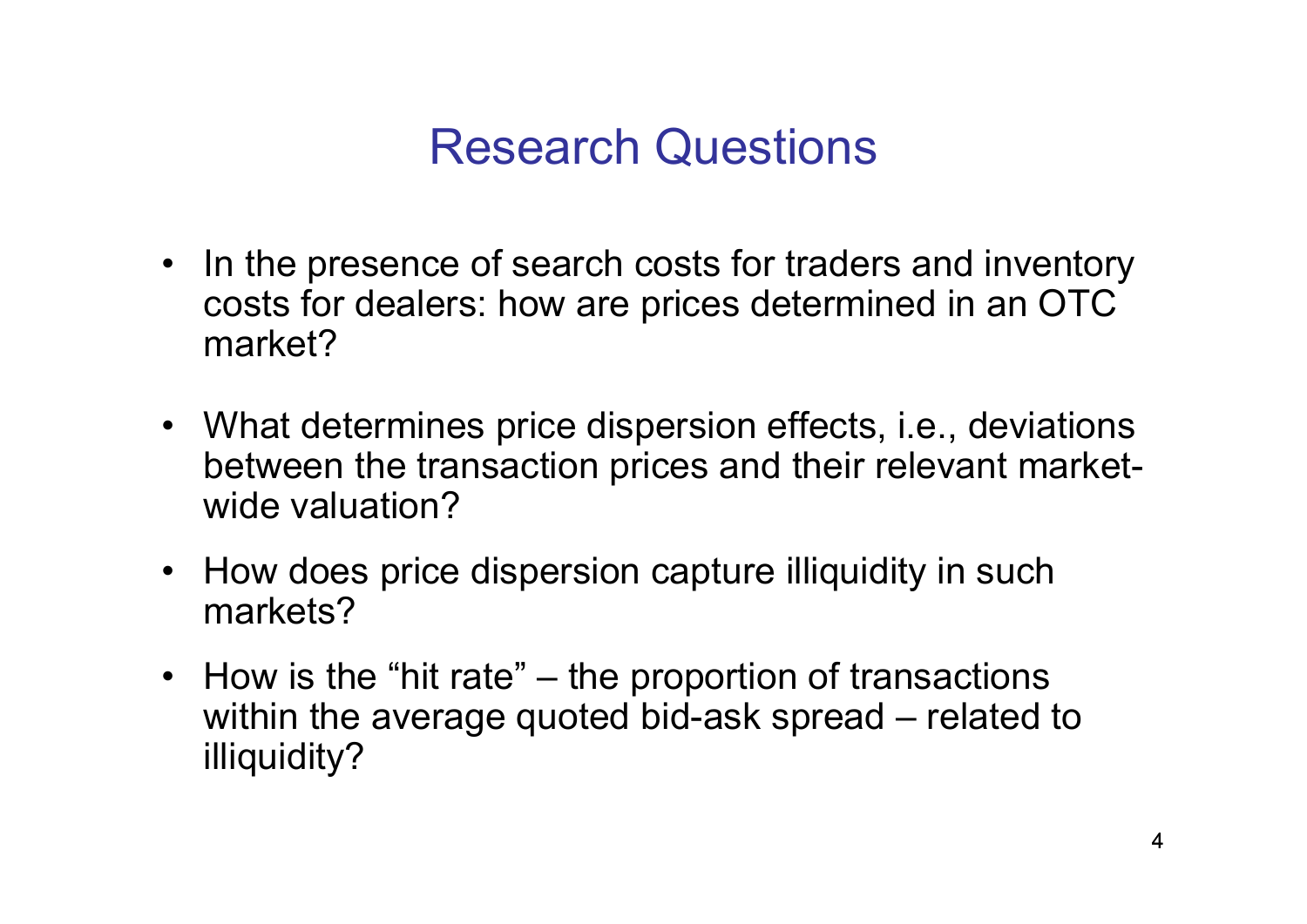# Research Questions

- In the presence of search costs for traders and inventory costs for dealers: how are prices determined in an OTC market?
- What determines price dispersion effects, i.e., deviations between the transaction prices and their relevant market-wide valuation?
- How does price dispersion capture illiquidity in such markets?
- How is the "hit rate" – the proportion of transactions within the average quoted bid-ask spread – related to illiquidity?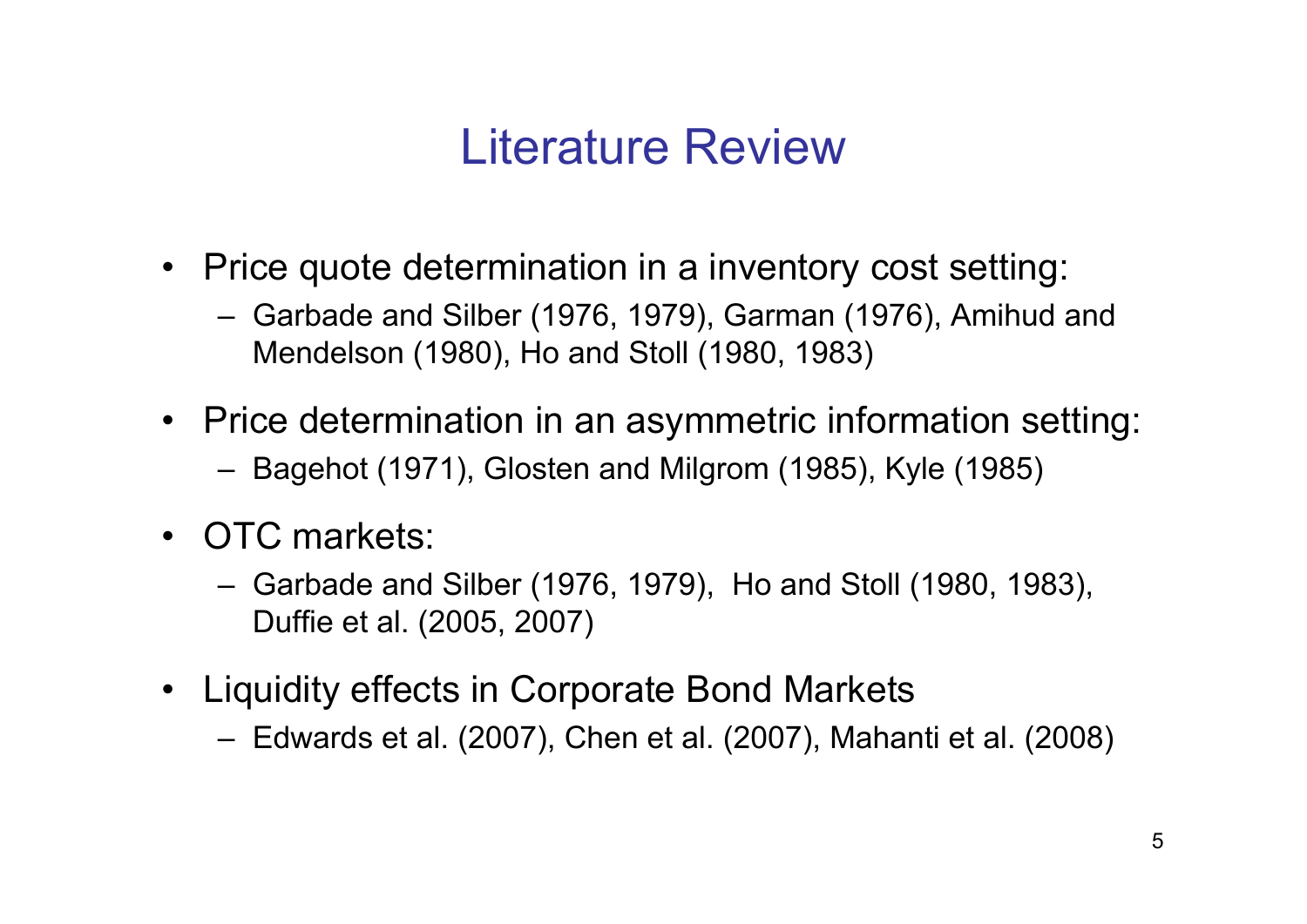# Literature Review

- Price quote determination in a inventory cost setting:
  - Garbade and Silber (1976, 1979), Garman (1976), Amihud and Mendelson (1980), Ho and Stoll (1980, 1983)
- Price determination in an asymmetric information setting:
  - Bagehot (1971), Glosten and Milgrom (1985), Kyle (1985)
- OTC markets:
  - Garbade and Silber (1976, 1979), Ho and Stoll (1980, 1983), Duffie et al. (2005, 2007)
- Liquidity effects in Corporate Bond Markets
  - Edwards et al. (2007), Chen et al. (2007), Mahanti et al. (2008)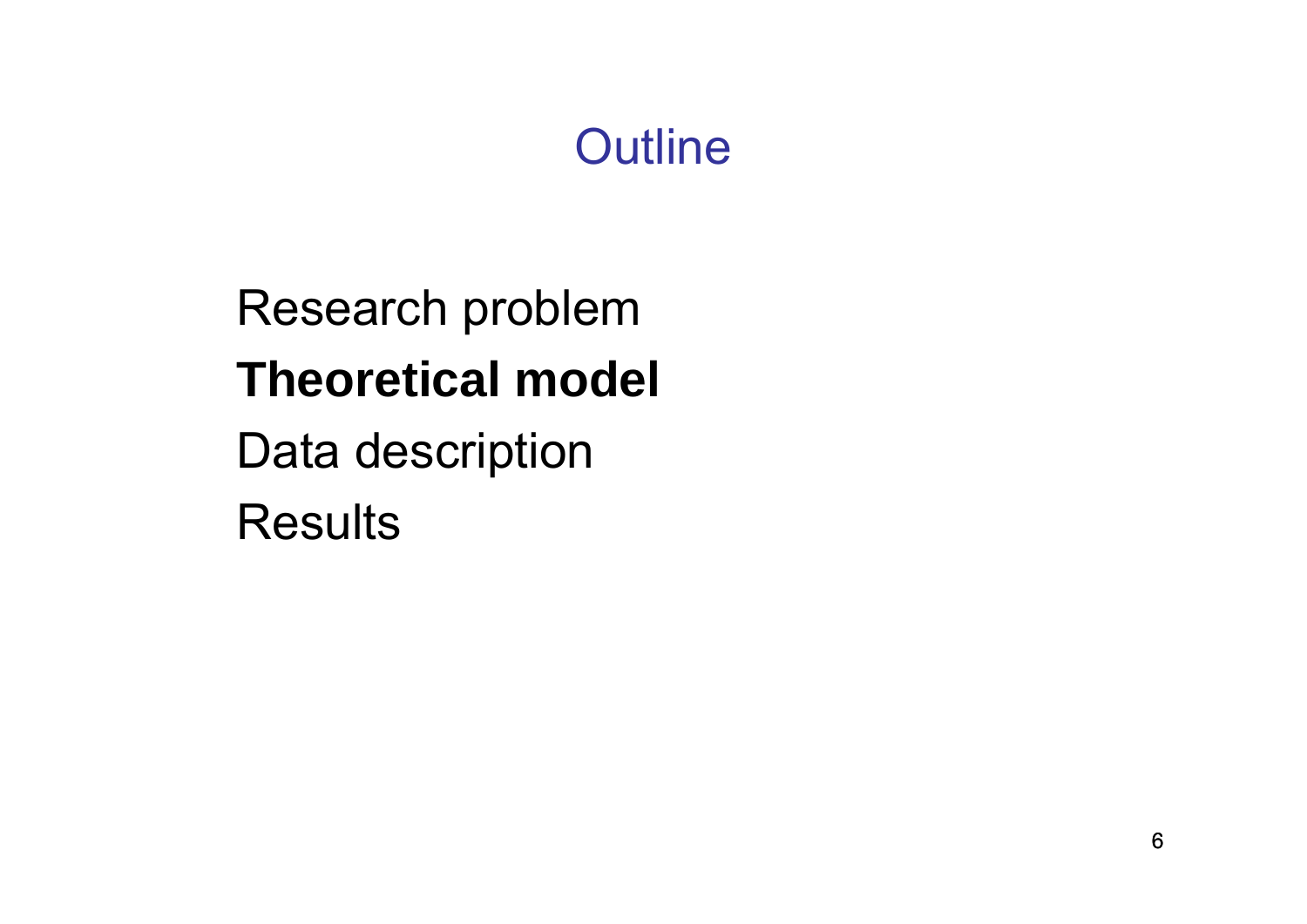# Outline

Research problem

**Theoretical model**

Data description

Results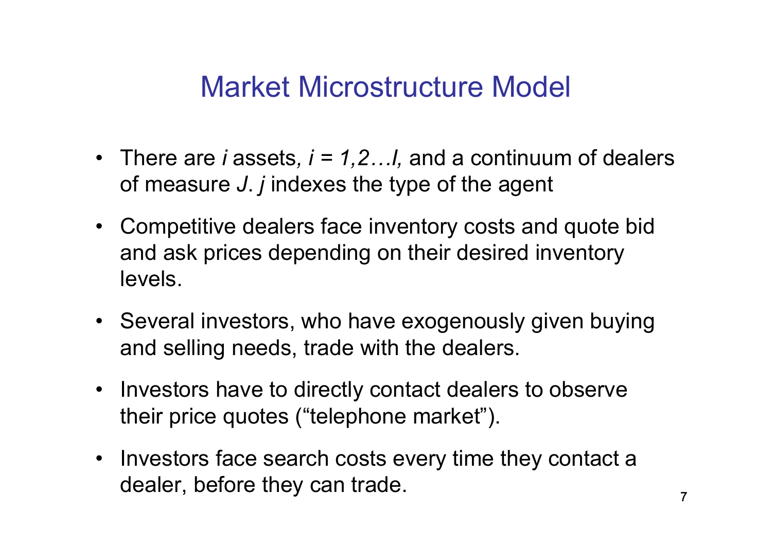# Market Microstructure Model

- There are $i$ assets, $i = 1,2 \ldots I$, and a continuum of dealers of measure $J$. $j$ indexes the type of the agent
- Competitive dealers face inventory costs and quote bid and ask prices depending on their desired inventory levels.
- Several investors, who have exogenously given buying and selling needs, trade with the dealers.
- Investors have to directly contact dealers to observe their price quotes ("telephone market").
- Investors face search costs every time they contact a dealer, before they can trade.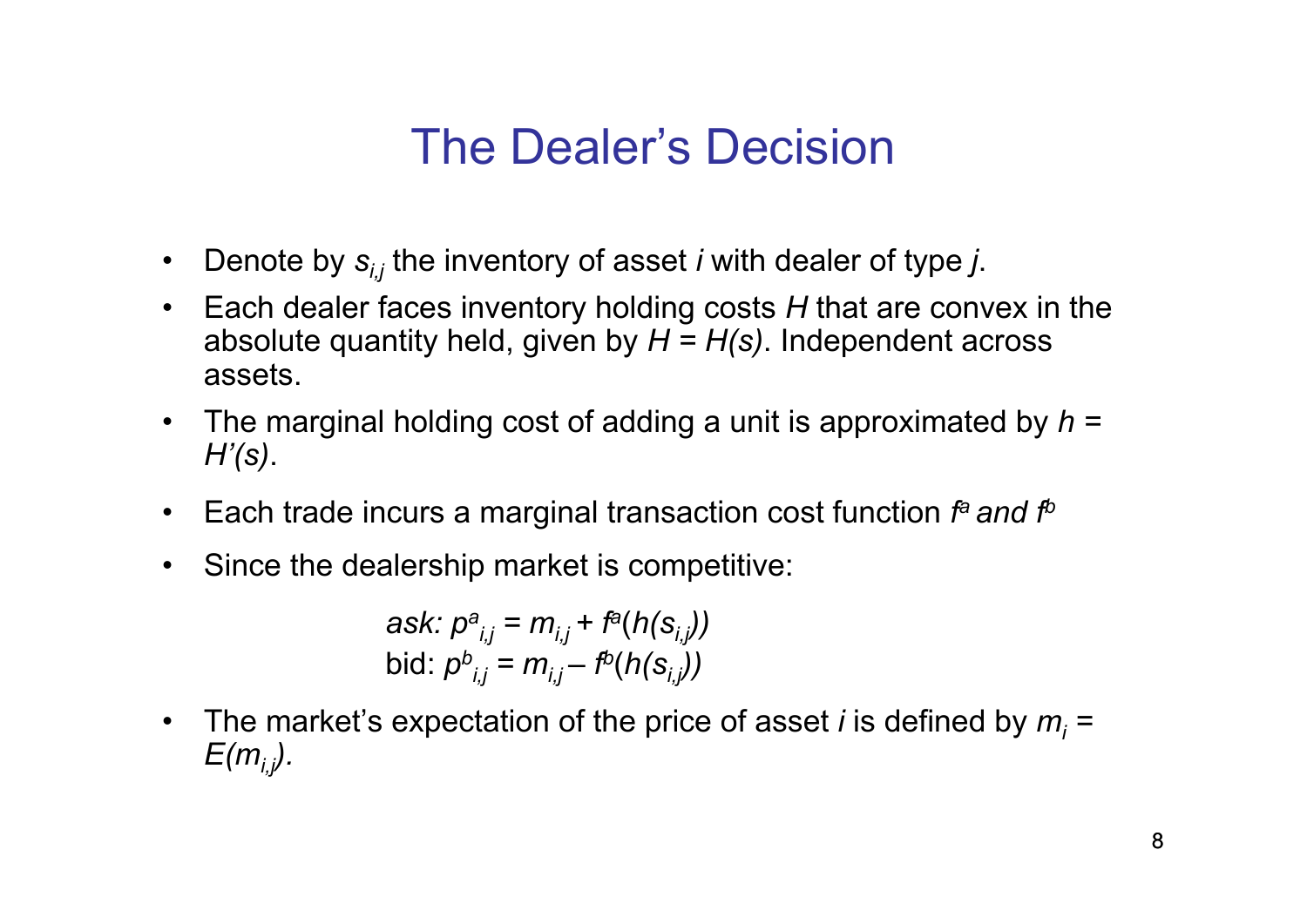# The Dealer's Decision

- Denote by $s_{i,j}$ the inventory of asset $i$ with dealer of type $j$.
- Each dealer faces inventory holding costs $H$ that are convex in the absolute quantity held, given by $H = H(s)$. Independent across assets.
- The marginal holding cost of adding a unit is approximated by $h = H'(s)$.
- Each trade incurs a marginal transaction cost function $f^a$ *and* $f^b$
- Since the dealership market is competitive:

$$\text{ask: } p^a_{i,j} = m_{i,j} + f^a(h(s_{i,j}))$$
$$\text{bid: } p^b_{i,j} = m_{i,j} - f^b(h(s_{i,j}))$$

- The market's expectation of the price of asset $i$ is defined by $m_i = E(m_{i,j})$.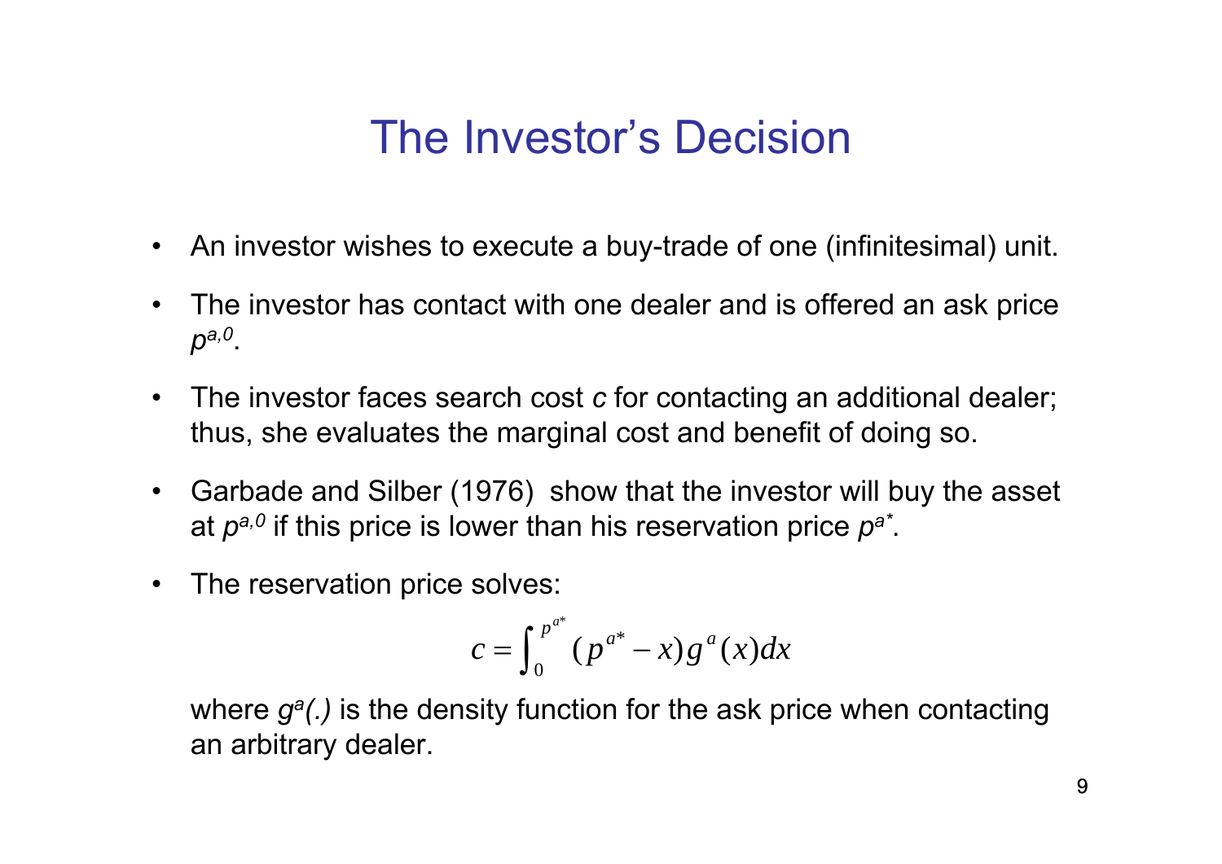# The Investor's Decision

- An investor wishes to execute a buy-trade of one (infinitesimal) unit.
- The investor has contact with one dealer and is offered an ask price $p^{a,0}$.
- The investor faces search cost $c$ for contacting an additional dealer; thus, she evaluates the marginal cost and benefit of doing so.
- Garbade and Silber (1976) show that the investor will buy the asset at $p^{a,0}$ if this price is lower than his reservation price $p^{a^*}$.
- The reservation price solves:

$$c = \int_0^{p^{a*}} (p^{a*} - x) g^a(x) dx$$

where $g^a(.)$ is the density function for the ask price when contacting an arbitrary dealer.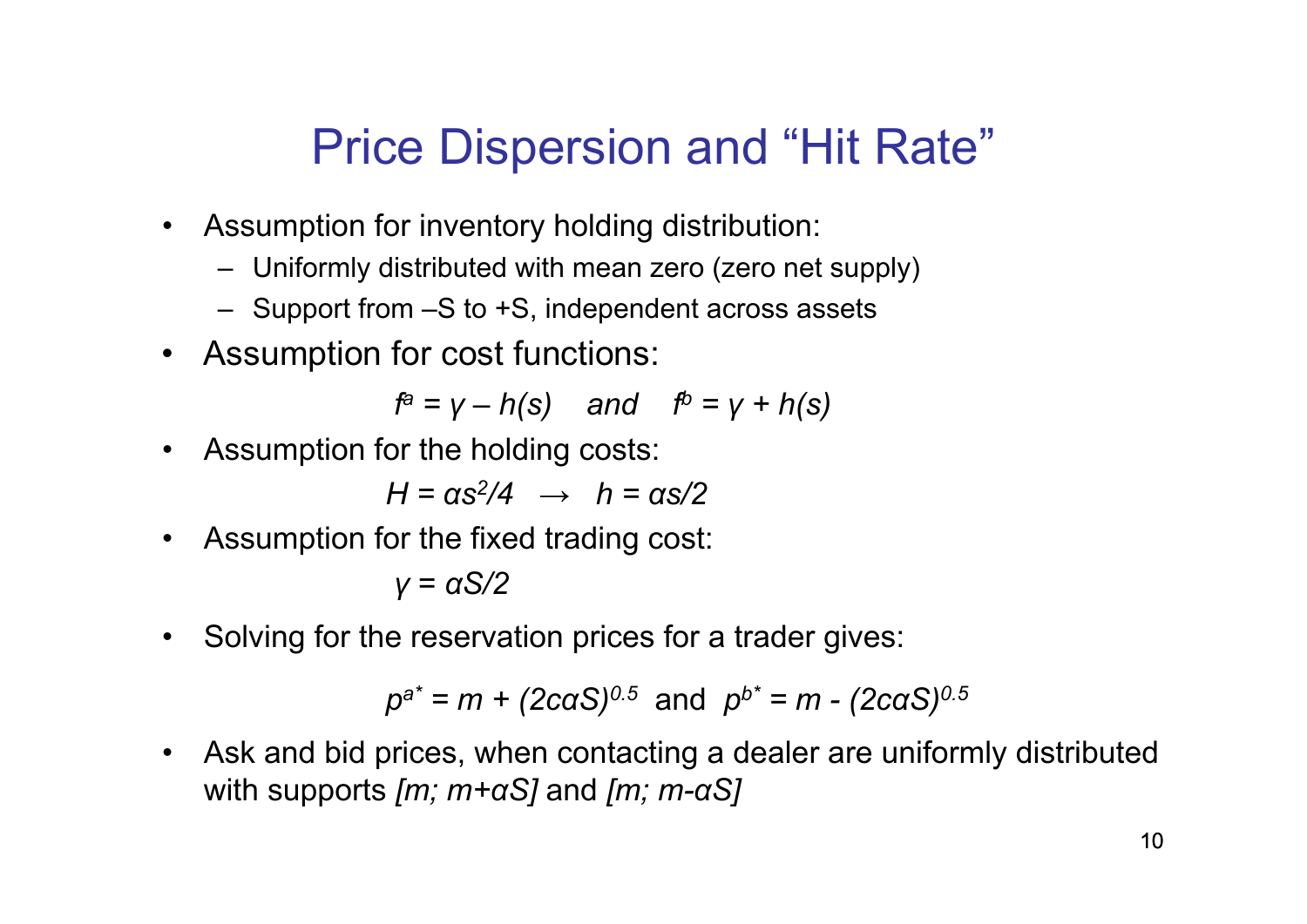# Price Dispersion and "Hit Rate"

- Assumption for inventory holding distribution:
  - Uniformly distributed with mean zero (zero net supply)
  - Support from –S to +S, independent across assets
- Assumption for cost functions:

$$f^a = \gamma - h(s) \quad \text{and} \quad f^b = \gamma + h(s)$$

- Assumption for the holding costs:

$$H = \alpha s^2/4 \quad \rightarrow \quad h = \alpha s/2$$

- Assumption for the fixed trading cost:

$$\gamma = \alpha S/2$$

- Solving for the reservation prices for a trader gives:

$$p^{a*} = m + (2c\alpha S)^{0.5} \text{ and } p^{b*} = m - (2c\alpha S)^{0.5}$$

- Ask and bid prices, when contacting a dealer are uniformly distributed with supports $[m; m+\alpha S]$ and $[m; m-\alpha S]$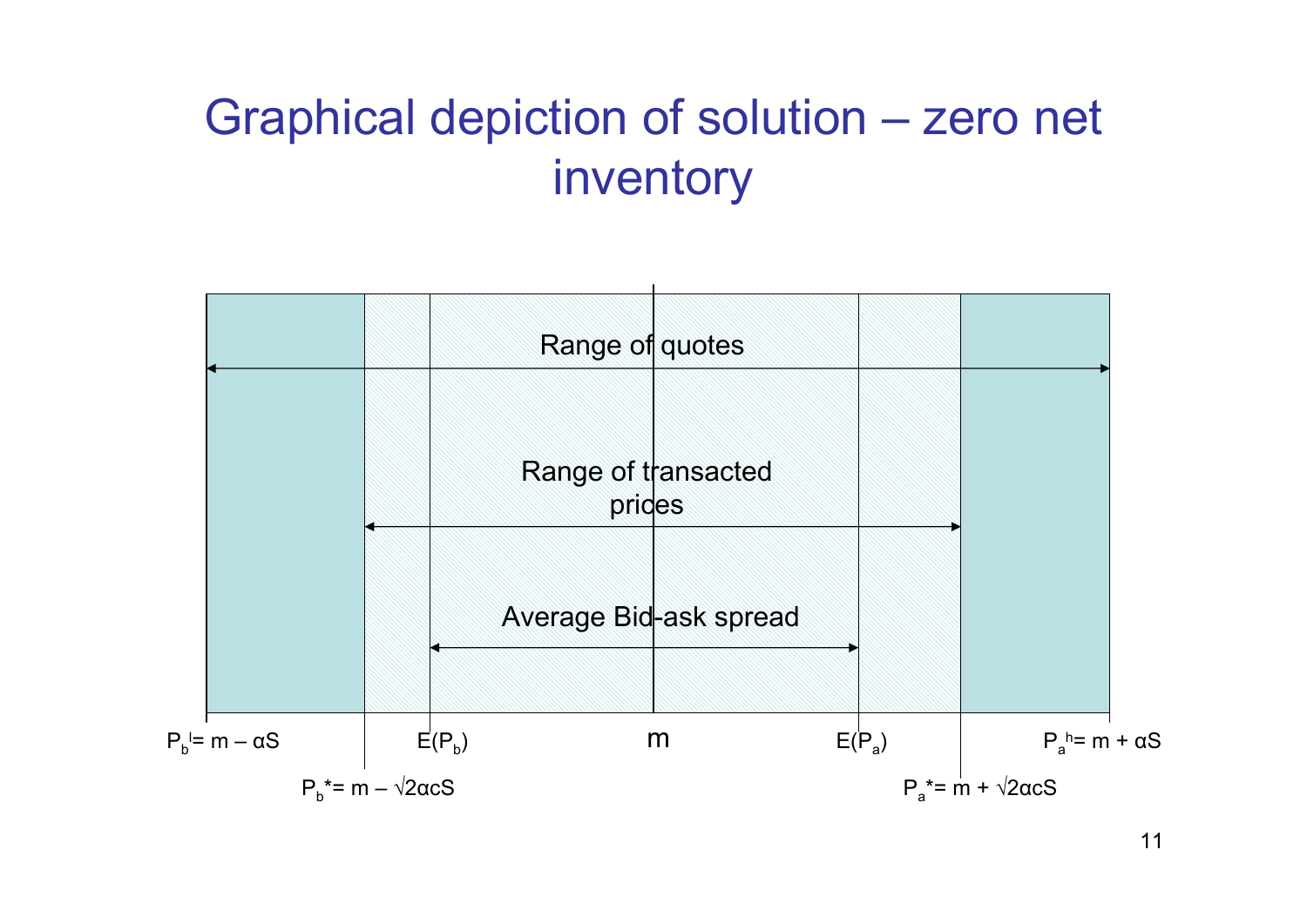# Graphical depiction of solution – zero net inventory

Range of quotes

Range of transacted prices

Average Bid-ask spread

$P_b^l = m - \alpha S$

$P_b^* = m - \sqrt{2\alpha c S}$

$E(P_b)$

m

$E(P_a)$

$P_a^* = m + \sqrt{2\alpha c S}$

$P_a^h = m + \alpha S$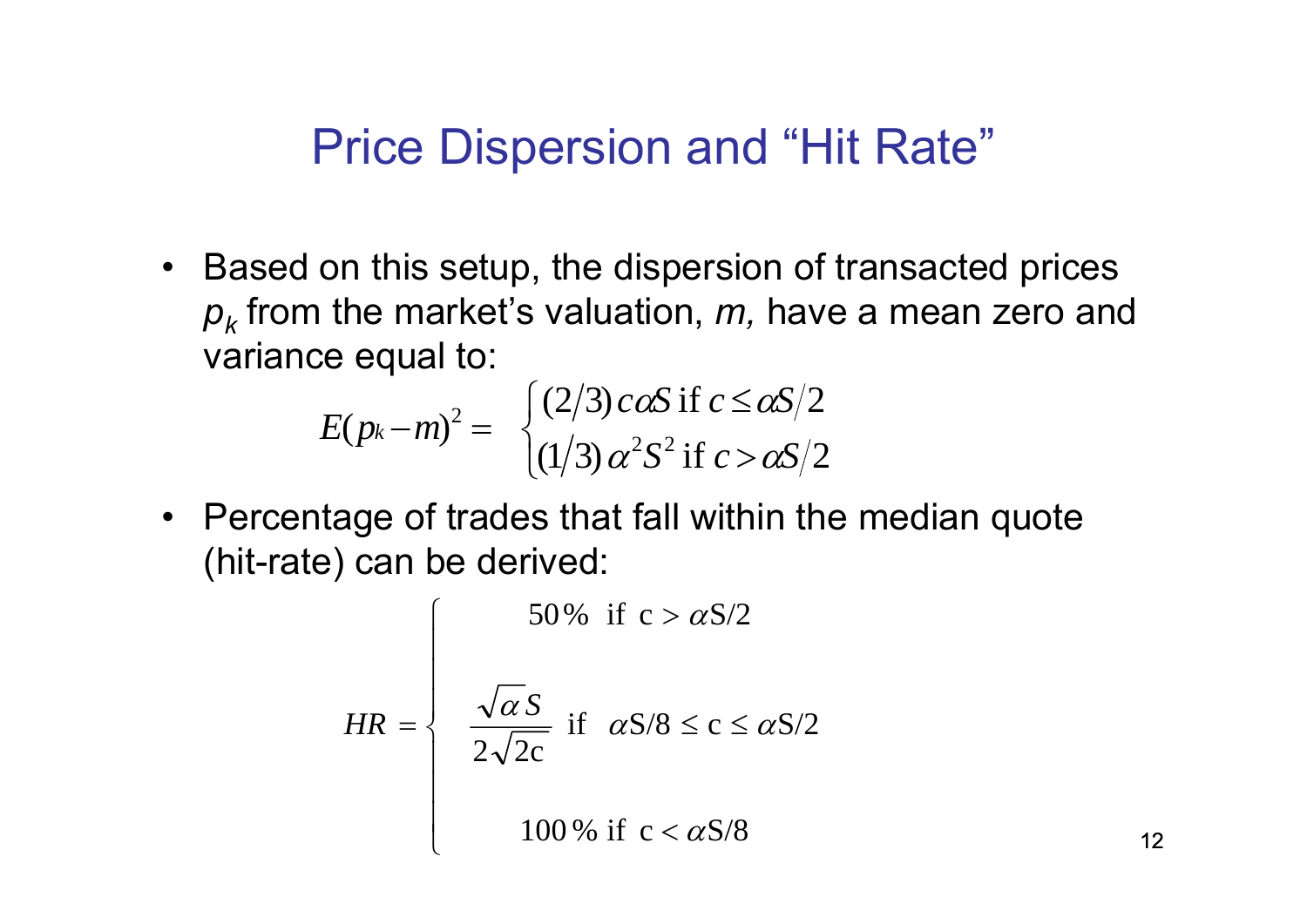# Price Dispersion and "Hit Rate"

- Based on this setup, the dispersion of transacted prices $p_k$ from the market's valuation, $m$, have a mean zero and variance equal to:

$$
E(p_k - m)^2 = \begin{cases} (2/3)\, c\alpha S \text{ if } c \leq \alpha S/2 \\ (1/3)\, \alpha^2 S^2 \text{ if } c > \alpha S/2 \end{cases}
$$

- Percentage of trades that fall within the median quote (hit-rate) can be derived:

$$
HR = \begin{cases} 50\% \;\text{ if } \; c > \alpha S/2 \\[2ex] \dfrac{\sqrt{\alpha}\, S}{2\sqrt{2c}} \;\text{ if } \; \alpha S/8 \leq c \leq \alpha S/2 \\[2ex] 100\% \text{ if } \; c < \alpha S/8 \end{cases}
$$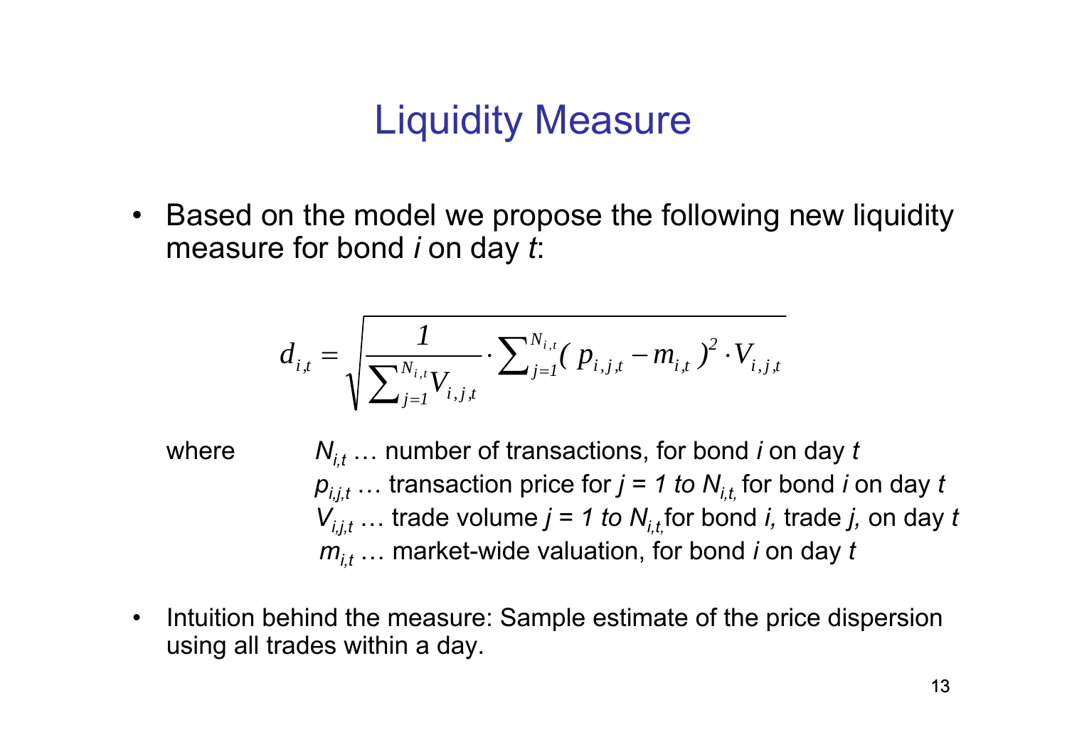# Liquidity Measure

- Based on the model we propose the following new liquidity measure for bond *i* on day *t*:

$$d_{i,t} = \sqrt{\frac{1}{\sum_{j=1}^{N_{i,t}} V_{i,j,t}} \cdot \sum_{j=1}^{N_{i,t}} (p_{i,j,t} - m_{i,t})^2 \cdot V_{i,j,t}}$$

where
$N_{i,t}$ … number of transactions, for bond *i* on day *t*
$p_{i,j,t}$ … transaction price for $j = 1$ *to* $N_{i,t}$, for bond *i* on day *t*
$V_{i,j,t}$ … trade volume $j = 1$ *to* $N_{i,t}$, for bond *i*, trade *j*, on day *t*
$m_{i,t}$ … market-wide valuation, for bond *i* on day *t*

- Intuition behind the measure: Sample estimate of the price dispersion using all trades within a day.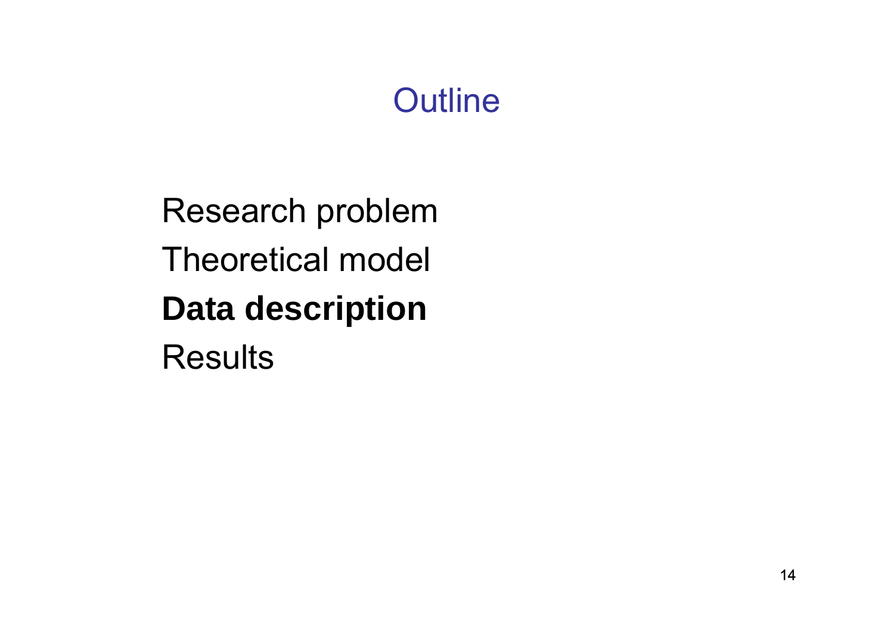# Outline

Research problem

Theoretical model

**Data description**

Results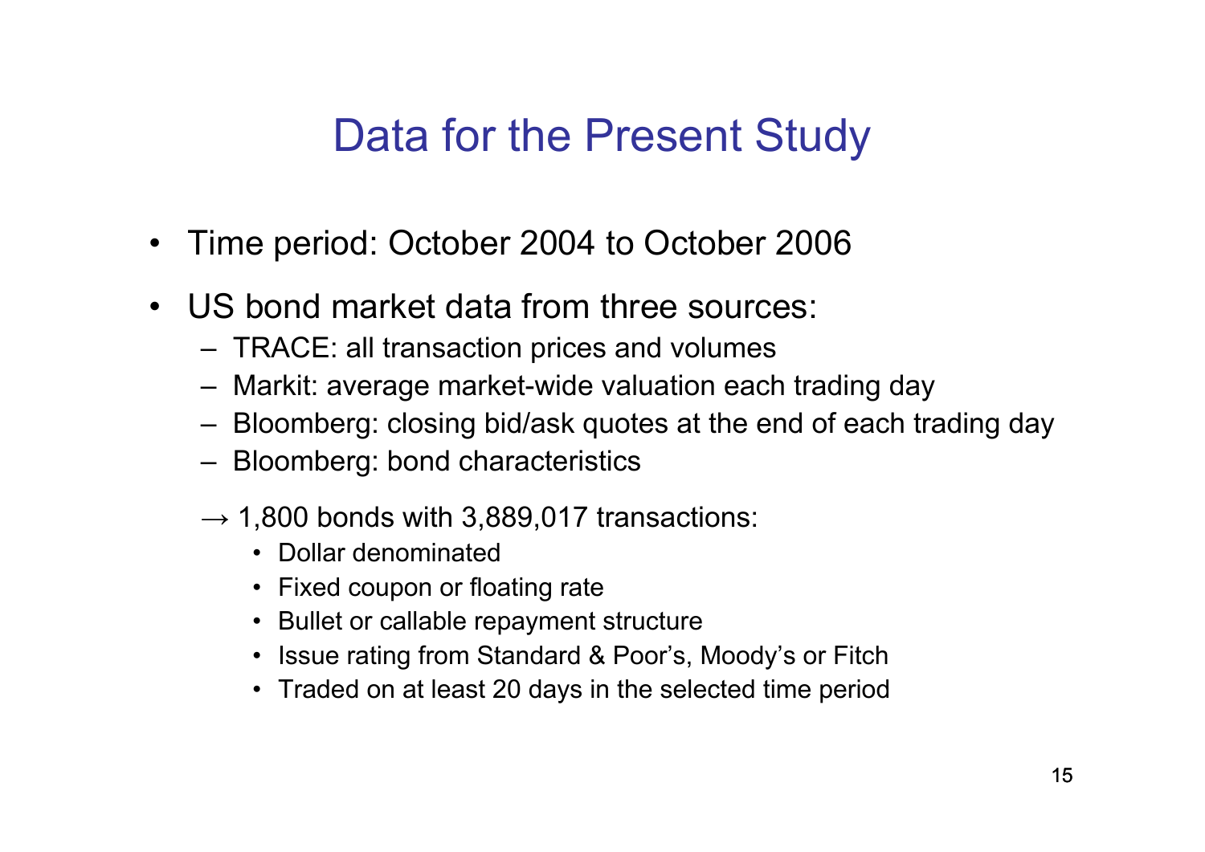# Data for the Present Study

- Time period: October 2004 to October 2006
- US bond market data from three sources:
  - TRACE: all transaction prices and volumes
  - Markit: average market-wide valuation each trading day
  - Bloomberg: closing bid/ask quotes at the end of each trading day
  - Bloomberg: bond characteristics

  → 1,800 bonds with 3,889,017 transactions:
    - Dollar denominated
    - Fixed coupon or floating rate
    - Bullet or callable repayment structure
    - Issue rating from Standard & Poor's, Moody's or Fitch
    - Traded on at least 20 days in the selected time period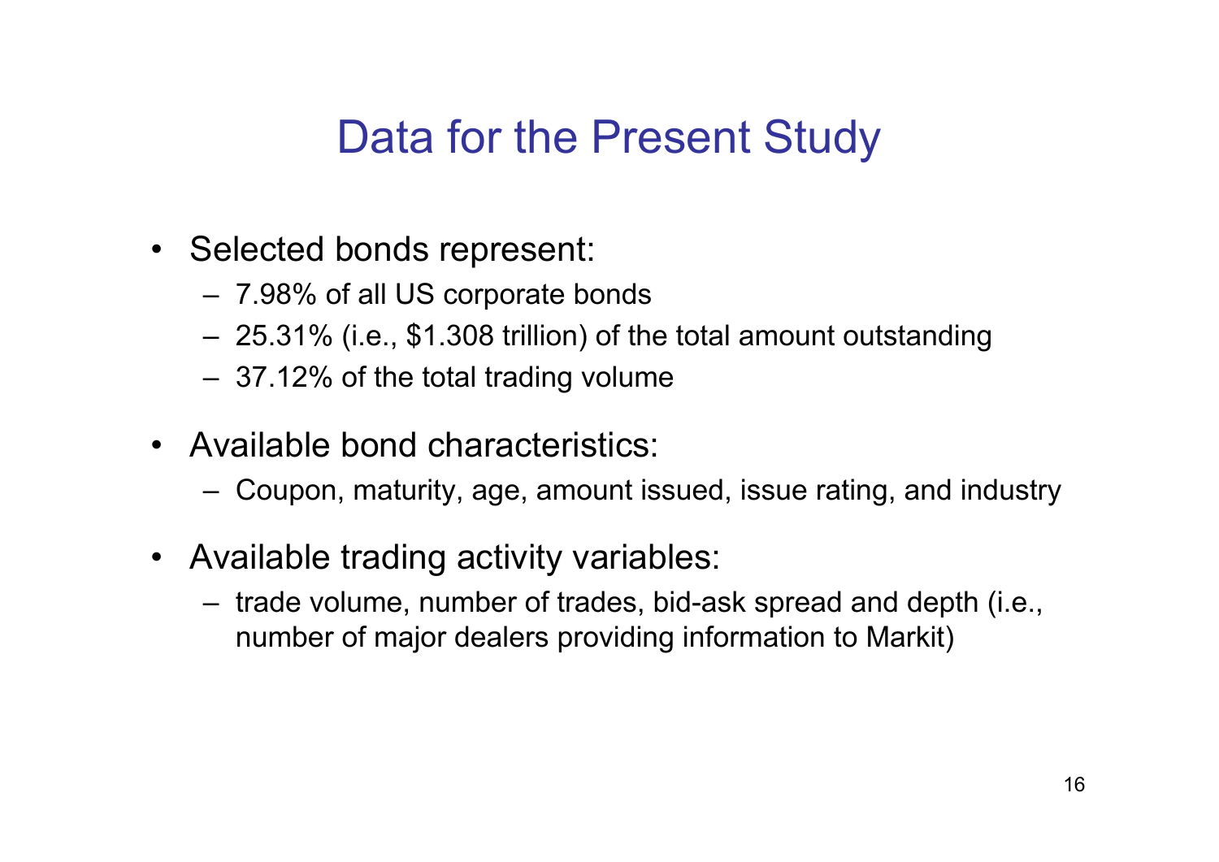# Data for the Present Study

- Selected bonds represent:
  - 7.98% of all US corporate bonds
  - 25.31% (i.e., $1.308 trillion) of the total amount outstanding
  - 37.12% of the total trading volume
- Available bond characteristics:
  - Coupon, maturity, age, amount issued, issue rating, and industry
- Available trading activity variables:
  - trade volume, number of trades, bid-ask spread and depth (i.e., number of major dealers providing information to Markit)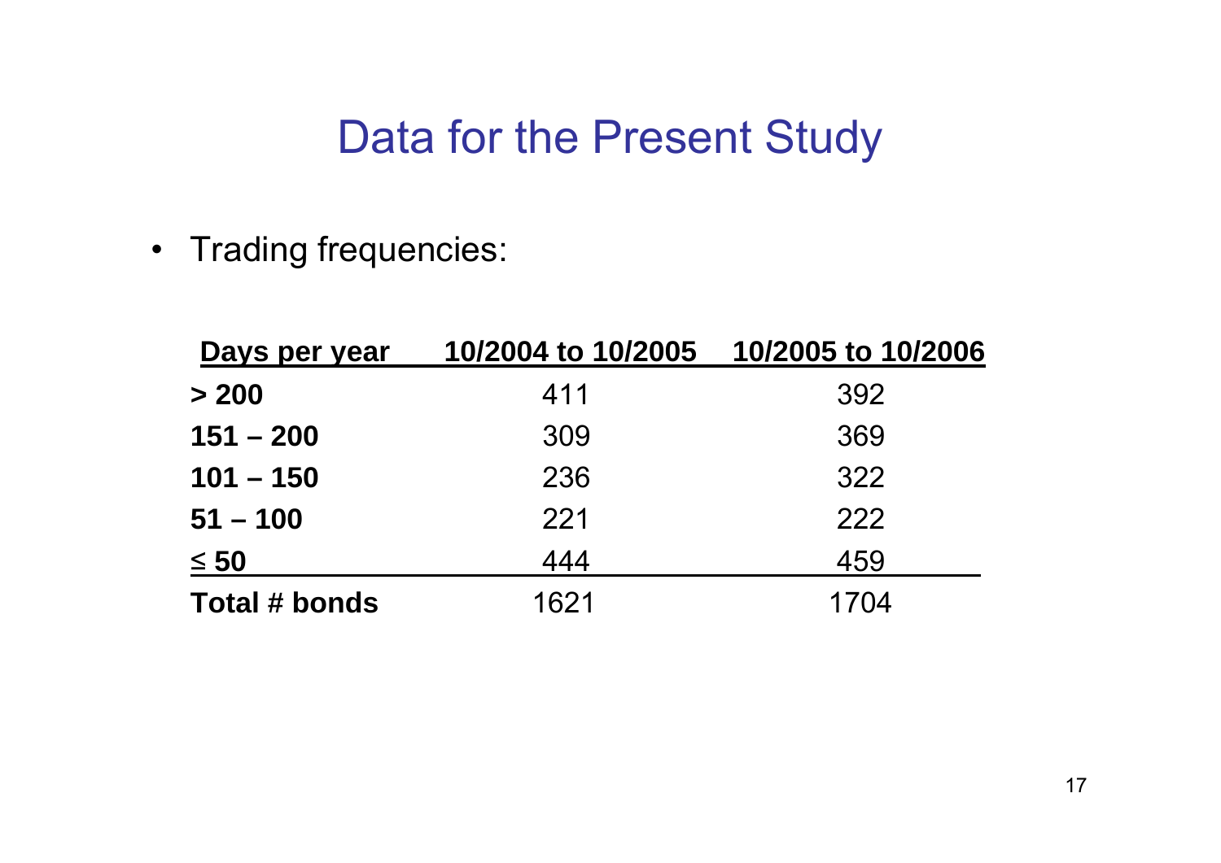# Data for the Present Study

- Trading frequencies:

| Days per year | 10/2004 to 10/2005 | 10/2005 to 10/2006 |
|---|---|---|
| **> 200** | 411 | 392 |
| **151 – 200** | 309 | 369 |
| **101 – 150** | 236 | 322 |
| **51 – 100** | 221 | 222 |
| **≤ 50** | 444 | 459 |
| **Total # bonds** | 1621 | 1704 |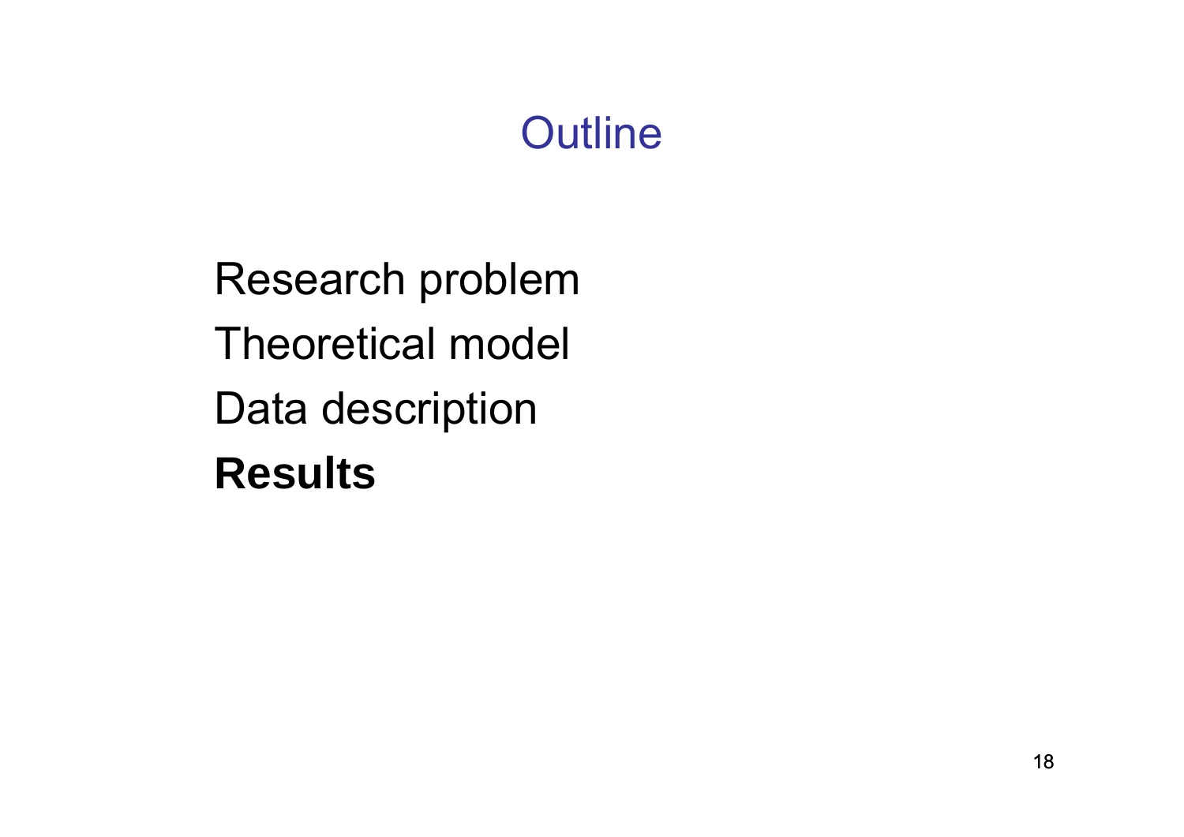# Outline

Research problem

Theoretical model

Data description

**Results**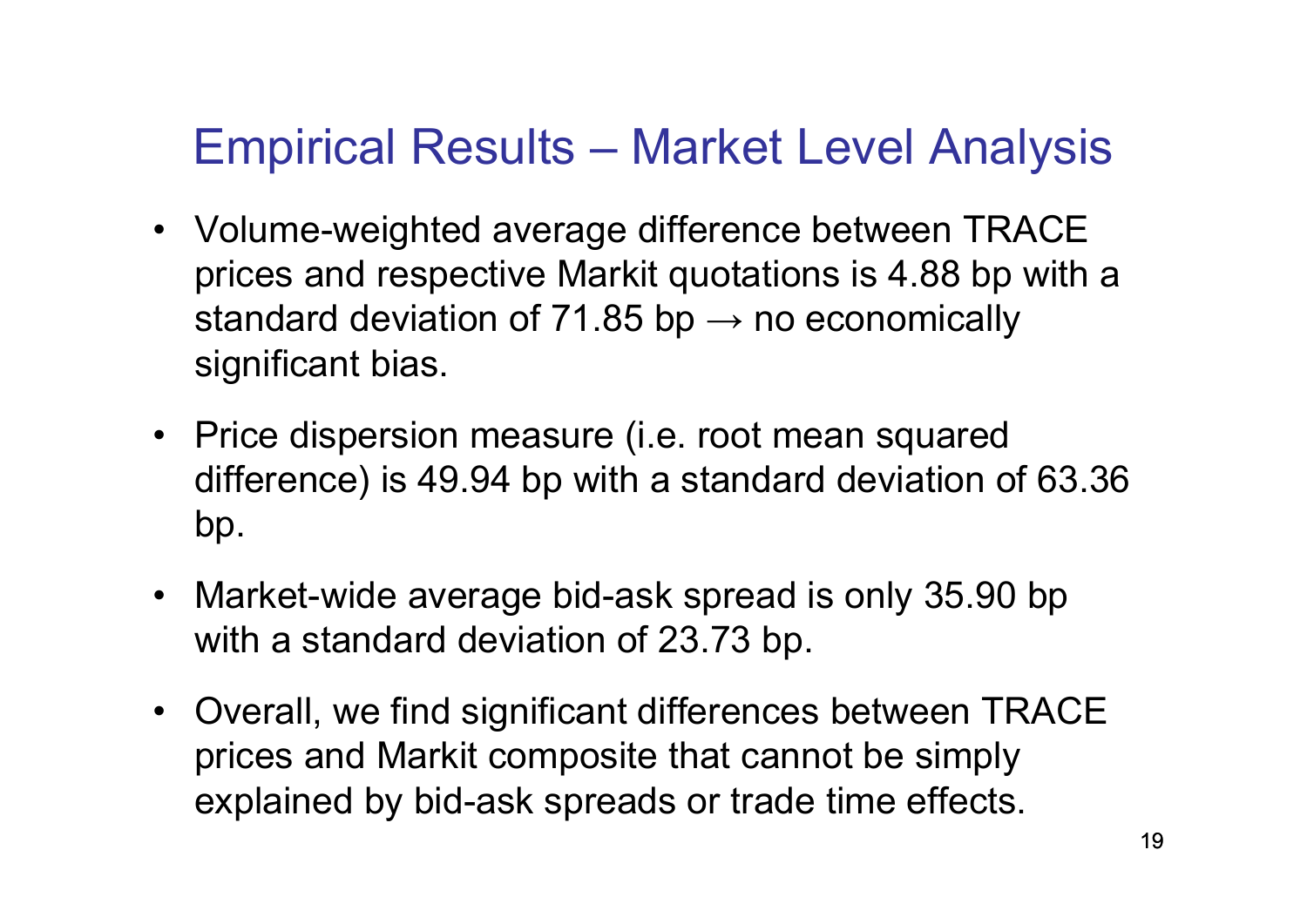# Empirical Results – Market Level Analysis

- Volume-weighted average difference between TRACE prices and respective Markit quotations is 4.88 bp with a standard deviation of 71.85 bp → no economically significant bias.
- Price dispersion measure (i.e. root mean squared difference) is 49.94 bp with a standard deviation of 63.36 bp.
- Market-wide average bid-ask spread is only 35.90 bp with a standard deviation of 23.73 bp.
- Overall, we find significant differences between TRACE prices and Markit composite that cannot be simply explained by bid-ask spreads or trade time effects.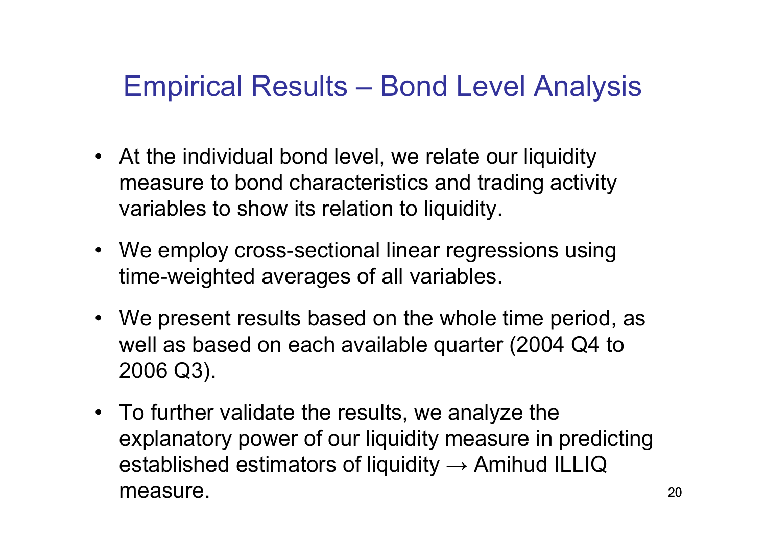# Empirical Results – Bond Level Analysis

- At the individual bond level, we relate our liquidity measure to bond characteristics and trading activity variables to show its relation to liquidity.
- We employ cross-sectional linear regressions using time-weighted averages of all variables.
- We present results based on the whole time period, as well as based on each available quarter (2004 Q4 to 2006 Q3).
- To further validate the results, we analyze the explanatory power of our liquidity measure in predicting established estimators of liquidity → Amihud ILLIQ measure.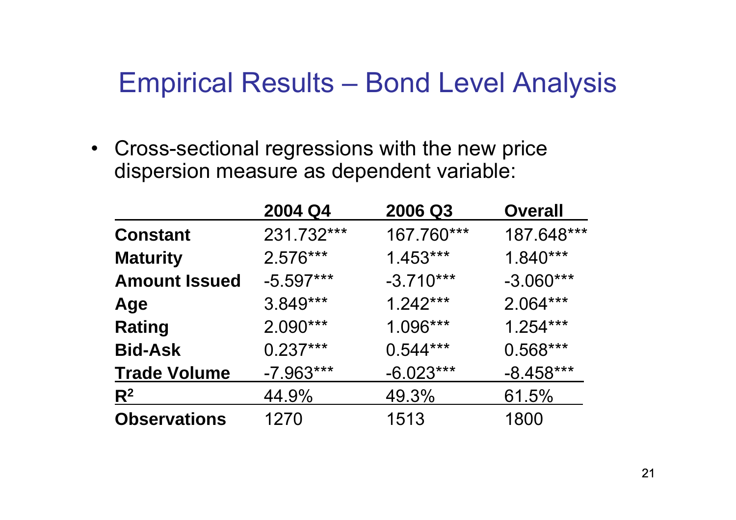# Empirical Results – Bond Level Analysis

- Cross-sectional regressions with the new price dispersion measure as dependent variable:

| | **2004 Q4** | **2006 Q3** | **Overall** |
|---|---|---|---|
| **Constant** | 231.732*** | 167.760*** | 187.648*** |
| **Maturity** | 2.576*** | 1.453*** | 1.840*** |
| **Amount Issued** | -5.597*** | -3.710*** | -3.060*** |
| **Age** | 3.849*** | 1.242*** | 2.064*** |
| **Rating** | 2.090*** | 1.096*** | 1.254*** |
| **Bid-Ask** | 0.237*** | 0.544*** | 0.568*** |
| **Trade Volume** | -7.963*** | -6.023*** | -8.458*** |
| $R^2$ | 44.9% | 49.3% | 61.5% |
| **Observations** | 1270 | 1513 | 1800 |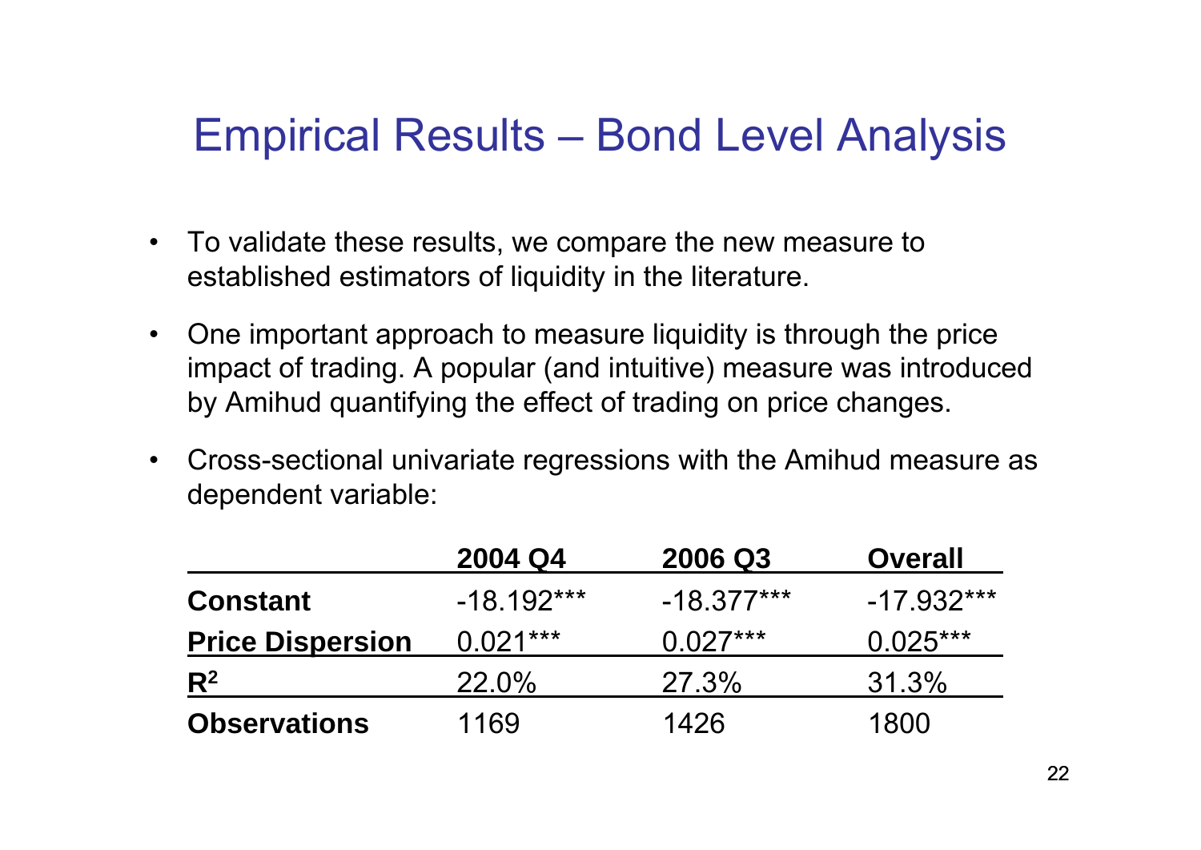# Empirical Results – Bond Level Analysis

- To validate these results, we compare the new measure to established estimators of liquidity in the literature.
- One important approach to measure liquidity is through the price impact of trading. A popular (and intuitive) measure was introduced by Amihud quantifying the effect of trading on price changes.
- Cross-sectional univariate regressions with the Amihud measure as dependent variable:

| | 2004 Q4 | 2006 Q3 | Overall |
|---|---|---|---|
| **Constant** | -18.192*** | -18.377*** | -17.932*** |
| **Price Dispersion** | 0.021*** | 0.027*** | 0.025*** |
| **$R^2$** | 22.0% | 27.3% | 31.3% |
| **Observations** | 1169 | 1426 | 1800 |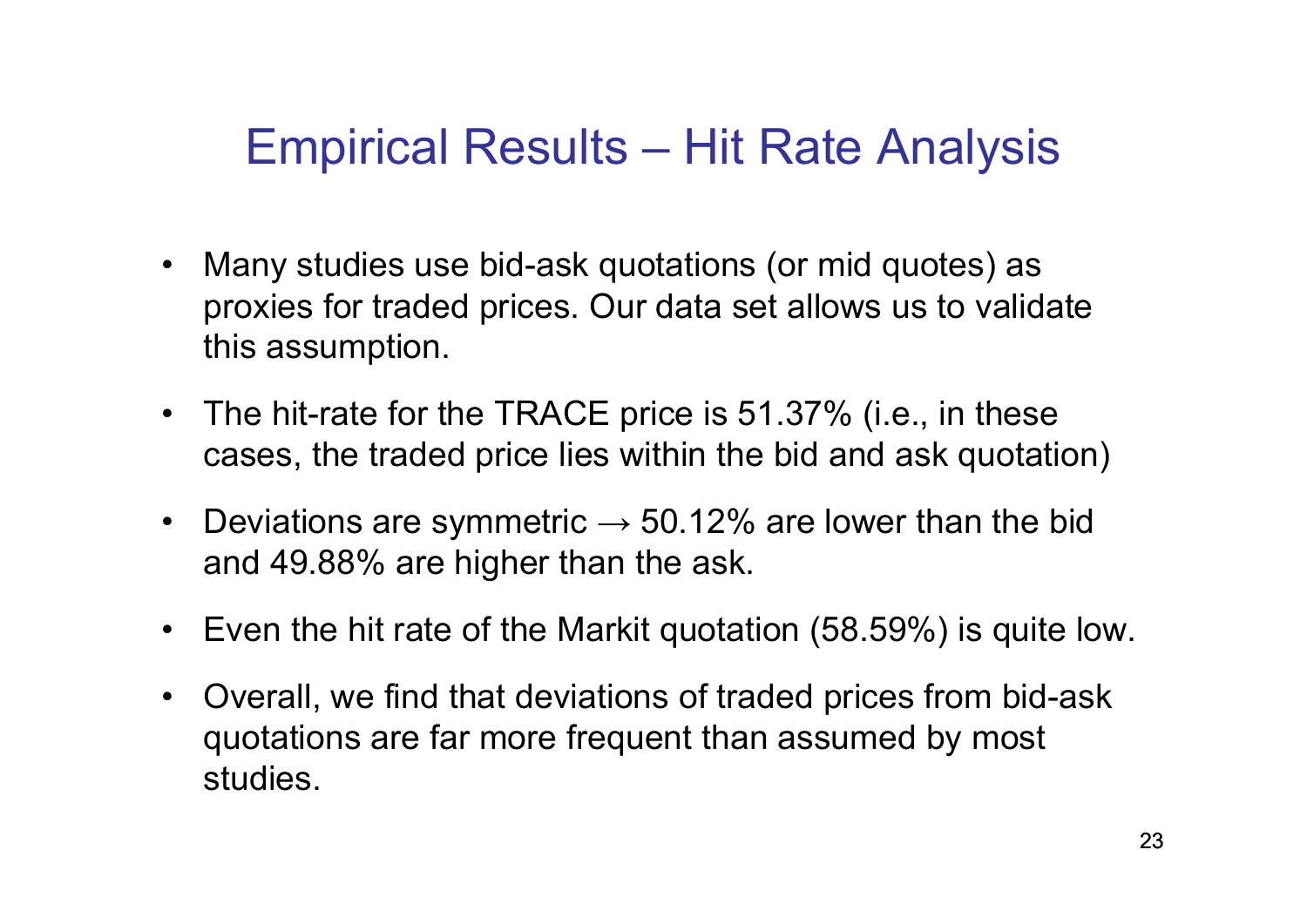# Empirical Results – Hit Rate Analysis

- Many studies use bid-ask quotations (or mid quotes) as proxies for traded prices. Our data set allows us to validate this assumption.
- The hit-rate for the TRACE price is 51.37% (i.e., in these cases, the traded price lies within the bid and ask quotation)
- Deviations are symmetric → 50.12% are lower than the bid and 49.88% are higher than the ask.
- Even the hit rate of the Markit quotation (58.59%) is quite low.
- Overall, we find that deviations of traded prices from bid-ask quotations are far more frequent than assumed by most studies.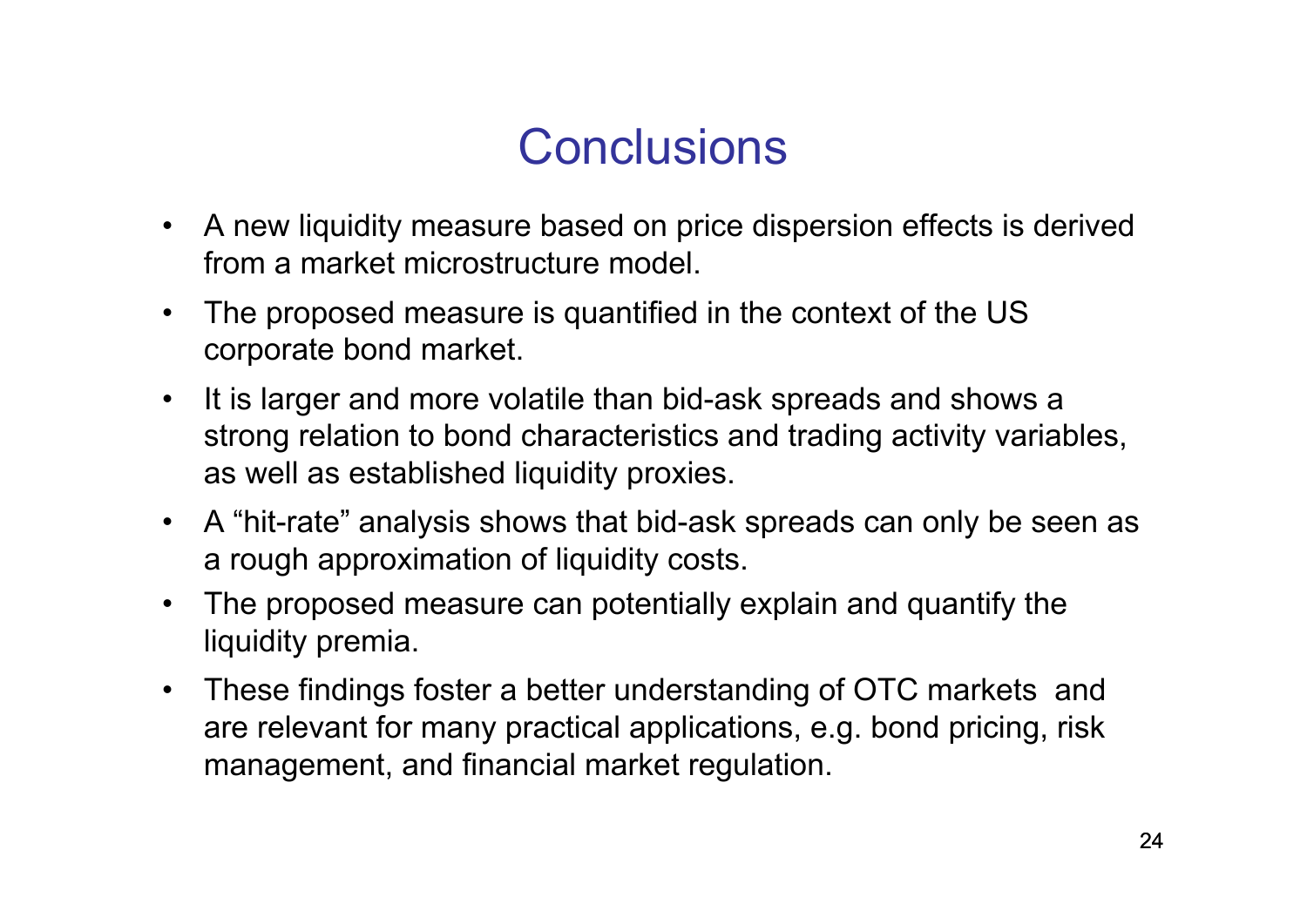# Conclusions

- A new liquidity measure based on price dispersion effects is derived from a market microstructure model.
- The proposed measure is quantified in the context of the US corporate bond market.
- It is larger and more volatile than bid-ask spreads and shows a strong relation to bond characteristics and trading activity variables, as well as established liquidity proxies.
- A "hit-rate" analysis shows that bid-ask spreads can only be seen as a rough approximation of liquidity costs.
- The proposed measure can potentially explain and quantify the liquidity premia.
- These findings foster a better understanding of OTC markets and are relevant for many practical applications, e.g. bond pricing, risk management, and financial market regulation.